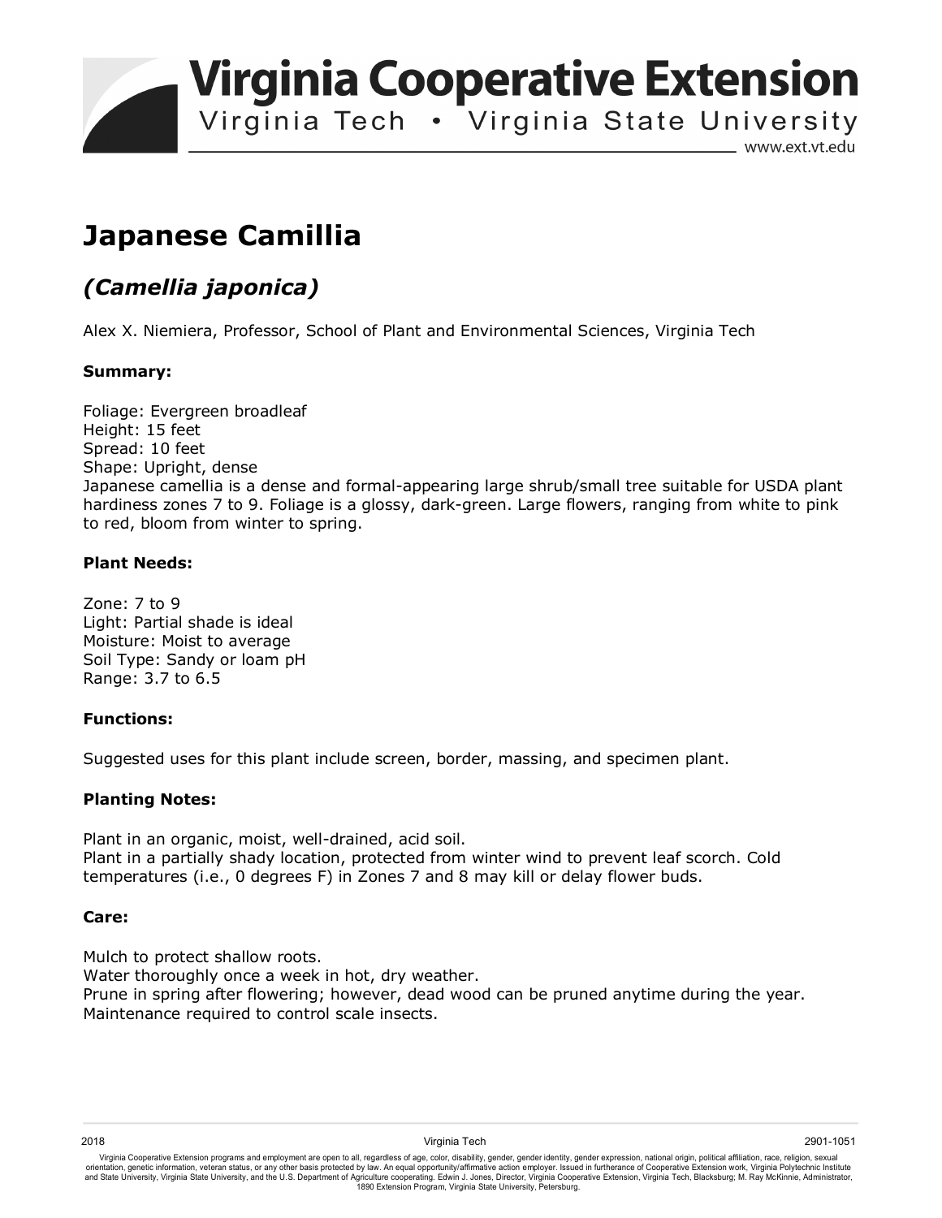# Virginia Cooperative Extension

Virginia Tech • Virginia State University

www.ext.vt.edu

# Japanese Camillia

## *(Camellia japonica)*

Alex X. Niemiera, Professor, School of Plant and Environmental Sciences, Virginia Tech

### Summary:

Foliage: Evergreen broadleaf
Height: 15 feet
Spread: 10 feet
Shape: Upright, dense
Japanese camellia is a dense and formal-appearing large shrub/small tree suitable for USDA plant hardiness zones 7 to 9. Foliage is a glossy, dark-green. Large flowers, ranging from white to pink to red, bloom from winter to spring.

### Plant Needs:

Zone: 7 to 9
Light: Partial shade is ideal
Moisture: Moist to average
Soil Type: Sandy or loam pH
Range: 3.7 to 6.5

### Functions:

Suggested uses for this plant include screen, border, massing, and specimen plant.

### Planting Notes:

Plant in an organic, moist, well-drained, acid soil.
Plant in a partially shady location, protected from winter wind to prevent leaf scorch. Cold temperatures (i.e., 0 degrees F) in Zones 7 and 8 may kill or delay flower buds.

### Care:

Mulch to protect shallow roots.
Water thoroughly once a week in hot, dry weather.
Prune in spring after flowering; however, dead wood can be pruned anytime during the year.
Maintenance required to control scale insects.

2018 Virginia Tech 2901-1051

Virginia Cooperative Extension programs and employment are open to all, regardless of age, color, disability, gender, gender identity, gender expression, national origin, political affiliation, race, religion, sexual orientation, genetic information, veteran status, or any other basis protected by law. An equal opportunity/affirmative action employer. Issued in furtherance of Cooperative Extension work, Virginia Polytechnic Institute and State University, Virginia State University, and the U.S. Department of Agriculture cooperating. Edwin J. Jones, Director, Virginia Cooperative Extension, Virginia Tech, Blacksburg; M. Ray McKinnie, Administrator, 1890 Extension Program, Virginia State University, Petersburg.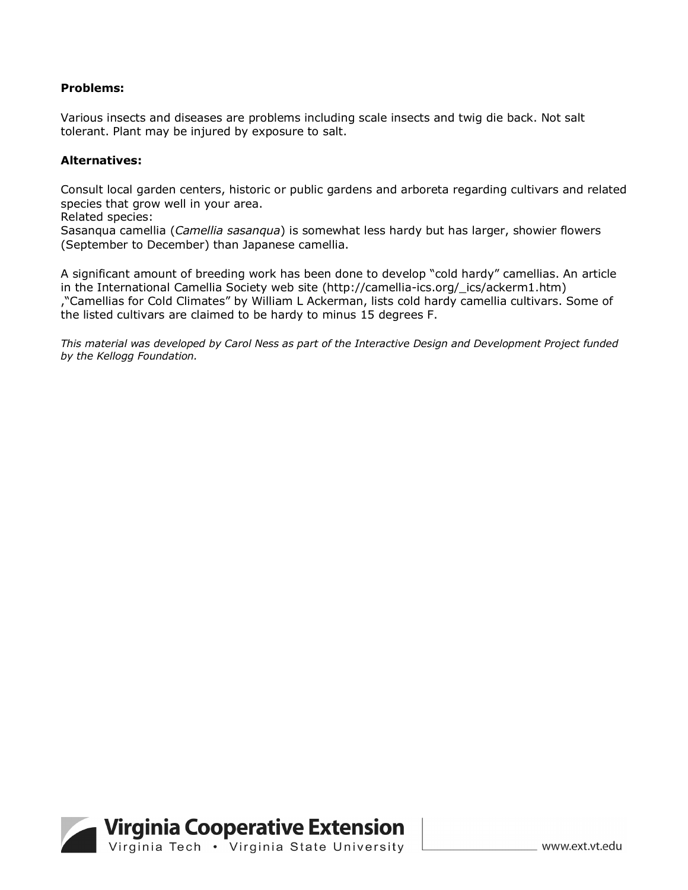**Problems:**

Various insects and diseases are problems including scale insects and twig die back. Not salt tolerant. Plant may be injured by exposure to salt.

**Alternatives:**

Consult local garden centers, historic or public gardens and arboreta regarding cultivars and related species that grow well in your area.
Related species:
Sasanqua camellia (*Camellia sasanqua*) is somewhat less hardy but has larger, showier flowers (September to December) than Japanese camellia.

A significant amount of breeding work has been done to develop "cold hardy" camellias. An article in the International Camellia Society web site (http://camellia-ics.org/_ics/ackerm1.htm) ,"Camellias for Cold Climates" by William L Ackerman, lists cold hardy camellia cultivars. Some of the listed cultivars are claimed to be hardy to minus 15 degrees F.

*This material was developed by Carol Ness as part of the Interactive Design and Development Project funded by the Kellogg Foundation.*

Virginia Cooperative Extension
Virginia Tech • Virginia State University

www.ext.vt.edu